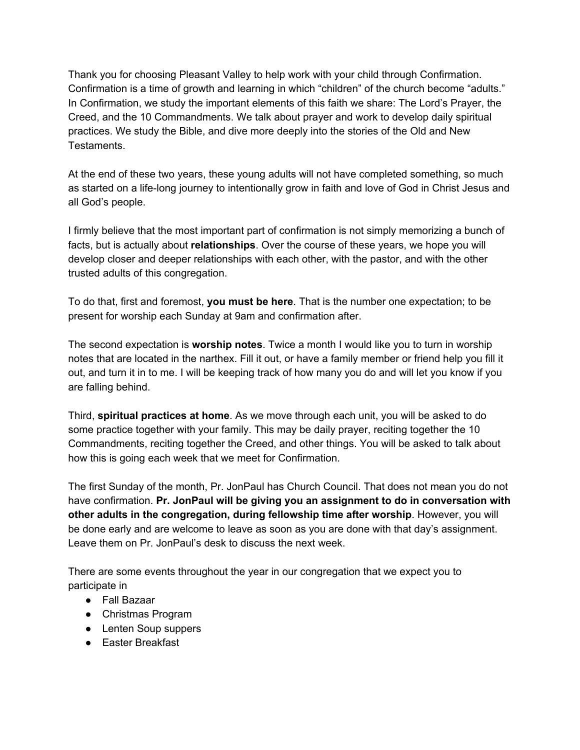Thank you for choosing Pleasant Valley to help work with your child through Confirmation. Confirmation is a time of growth and learning in which “children” of the church become “adults.” In Confirmation, we study the important elements of this faith we share: The Lord’s Prayer, the Creed, and the 10 Commandments. We talk about prayer and work to develop daily spiritual practices. We study the Bible, and dive more deeply into the stories of the Old and New Testaments.

At the end of these two years, these young adults will not have completed something, so much as started on a life-long journey to intentionally grow in faith and love of God in Christ Jesus and all God’s people.

I firmly believe that the most important part of confirmation is not simply memorizing a bunch of facts, but is actually about **relationships**. Over the course of these years, we hope you will develop closer and deeper relationships with each other, with the pastor, and with the other trusted adults of this congregation.

To do that, first and foremost, **you must be here**. That is the number one expectation; to be present for worship each Sunday at 9am and confirmation after.

The second expectation is **worship notes**. Twice a month I would like you to turn in worship notes that are located in the narthex. Fill it out, or have a family member or friend help you fill it out, and turn it in to me. I will be keeping track of how many you do and will let you know if you are falling behind.

Third, **spiritual practices at home**. As we move through each unit, you will be asked to do some practice together with your family. This may be daily prayer, reciting together the 10 Commandments, reciting together the Creed, and other things. You will be asked to talk about how this is going each week that we meet for Confirmation.

The first Sunday of the month, Pr. JonPaul has Church Council. That does not mean you do not have confirmation. **Pr. JonPaul will be giving you an assignment to do in conversation with other adults in the congregation, during fellowship time after worship**. However, you will be done early and are welcome to leave as soon as you are done with that day’s assignment. Leave them on Pr. JonPaul’s desk to discuss the next week.

There are some events throughout the year in our congregation that we expect you to participate in

- Fall Bazaar
- Christmas Program
- Lenten Soup suppers
- Easter Breakfast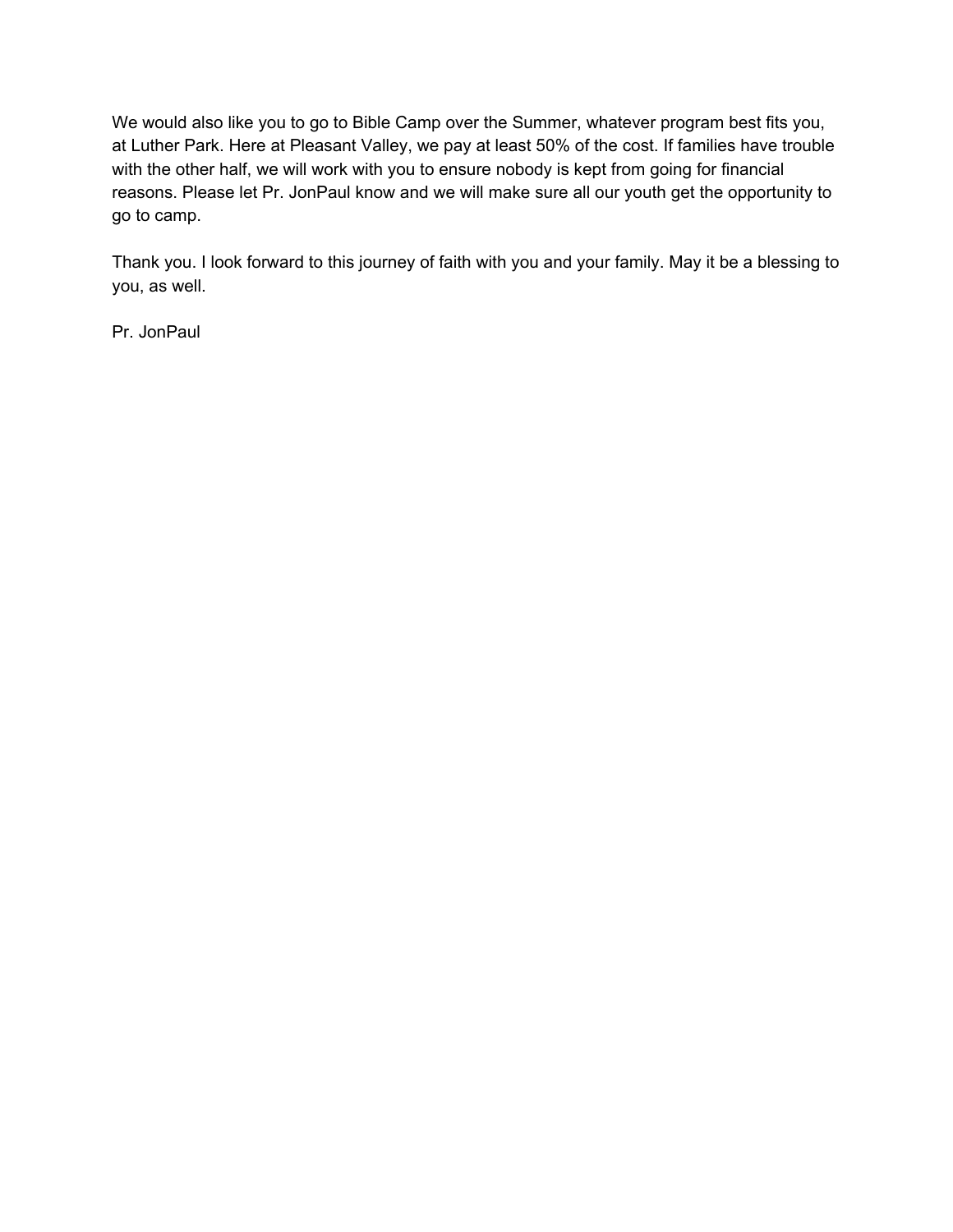We would also like you to go to Bible Camp over the Summer, whatever program best fits you, at Luther Park. Here at Pleasant Valley, we pay at least 50% of the cost. If families have trouble with the other half, we will work with you to ensure nobody is kept from going for financial reasons. Please let Pr. JonPaul know and we will make sure all our youth get the opportunity to go to camp.

Thank you. I look forward to this journey of faith with you and your family. May it be a blessing to you, as well.

Pr. JonPaul